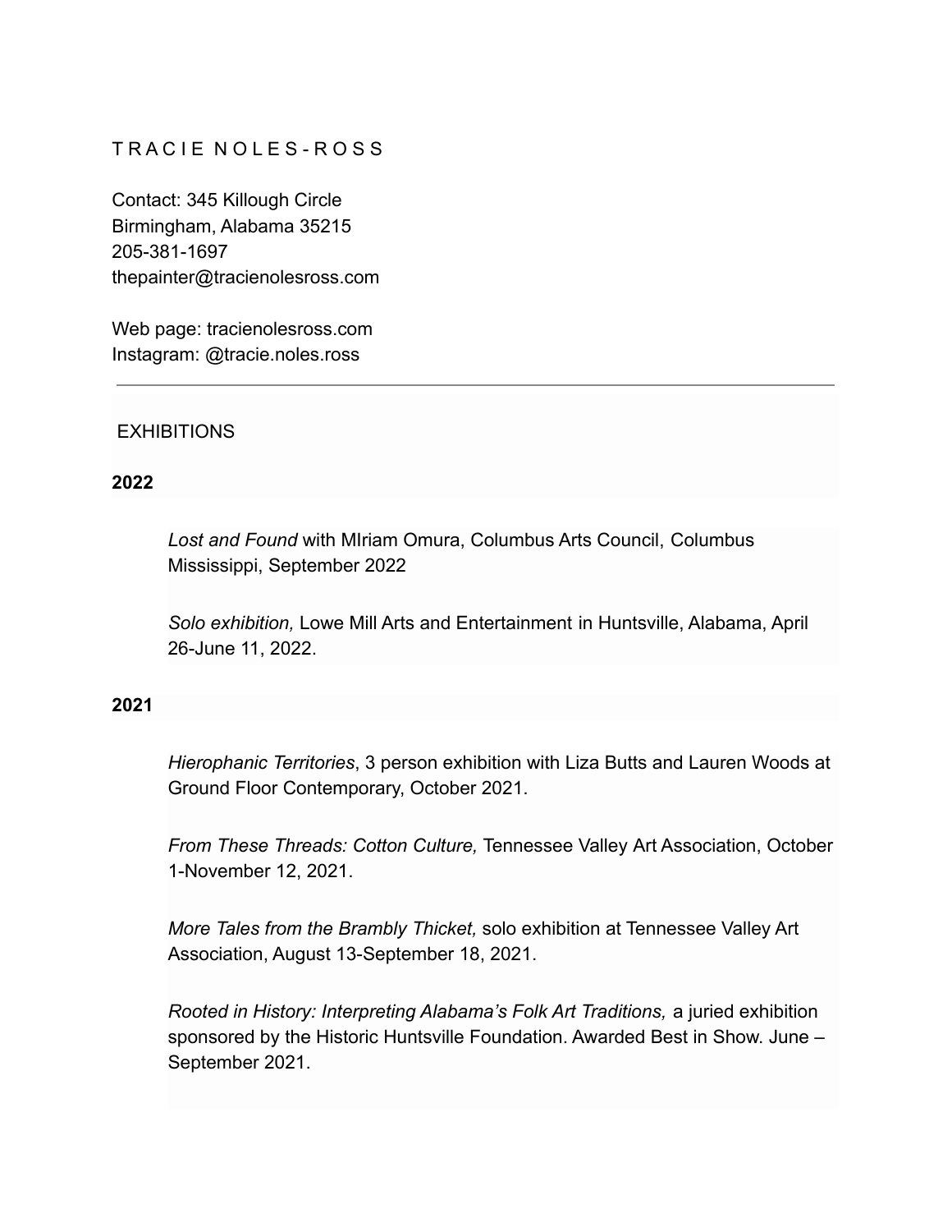# T R A C I E  N O L E S - R O S S

Contact: 345 Killough Circle
Birmingham, Alabama 35215
205-381-1697
thepainter@tracienolesross.com

Web page: tracienolesross.com
Instagram: @tracie.noles.ross

---

## EXHIBITIONS

### 2022

*Lost and Found* with MIriam Omura, Columbus Arts Council, Columbus Mississippi, September 2022

*Solo exhibition,* Lowe Mill Arts and Entertainment in Huntsville, Alabama, April 26-June 11, 2022.

### 2021

*Hierophanic Territories*, 3 person exhibition with Liza Butts and Lauren Woods at Ground Floor Contemporary, October 2021.

*From These Threads: Cotton Culture,* Tennessee Valley Art Association, October 1-November 12, 2021.

*More Tales from the Brambly Thicket,* solo exhibition at Tennessee Valley Art Association, August 13-September 18, 2021.

*Rooted in History: Interpreting Alabama's Folk Art Traditions,* a juried exhibition sponsored by the Historic Huntsville Foundation. Awarded Best in Show. June – September 2021.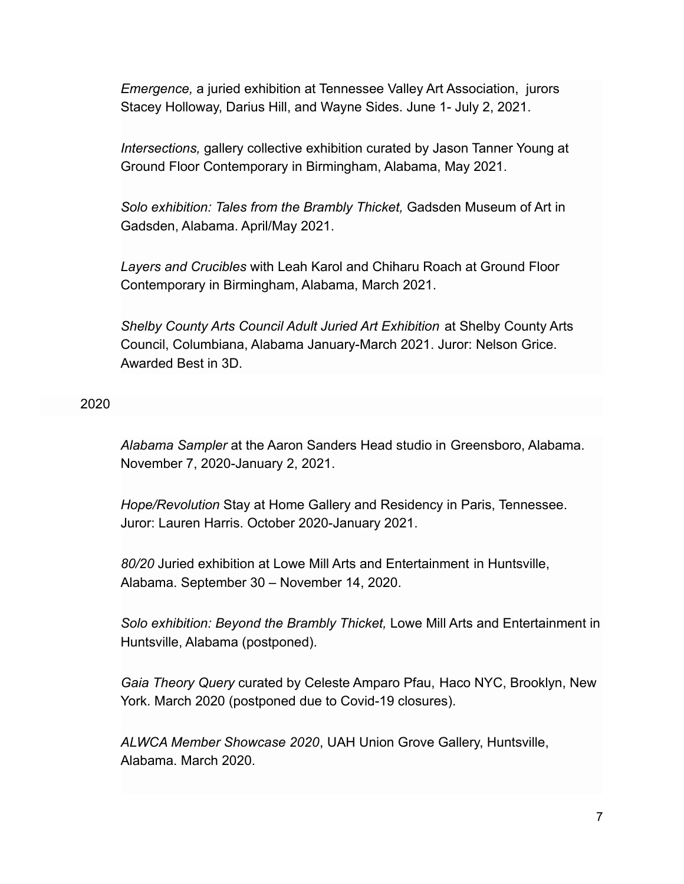*Emergence,* a juried exhibition at Tennessee Valley Art Association, jurors Stacey Holloway, Darius Hill, and Wayne Sides. June 1- July 2, 2021.

*Intersections,* gallery collective exhibition curated by Jason Tanner Young at Ground Floor Contemporary in Birmingham, Alabama, May 2021.

*Solo exhibition: Tales from the Brambly Thicket,* Gadsden Museum of Art in Gadsden, Alabama. April/May 2021.

*Layers and Crucibles* with Leah Karol and Chiharu Roach at Ground Floor Contemporary in Birmingham, Alabama, March 2021.

*Shelby County Arts Council Adult Juried Art Exhibition* at Shelby County Arts Council, Columbiana, Alabama January-March 2021. Juror: Nelson Grice. Awarded Best in 3D.

2020

*Alabama Sampler* at the Aaron Sanders Head studio in Greensboro, Alabama. November 7, 2020-January 2, 2021.

*Hope/Revolution* Stay at Home Gallery and Residency in Paris, Tennessee. Juror: Lauren Harris. October 2020-January 2021.

*80/20* Juried exhibition at Lowe Mill Arts and Entertainment in Huntsville, Alabama. September 30 – November 14, 2020.

*Solo exhibition: Beyond the Brambly Thicket,* Lowe Mill Arts and Entertainment in Huntsville, Alabama (postponed).

*Gaia Theory Query* curated by Celeste Amparo Pfau, Haco NYC, Brooklyn, New York. March 2020 (postponed due to Covid-19 closures).

*ALWCA Member Showcase 2020*, UAH Union Grove Gallery, Huntsville, Alabama. March 2020.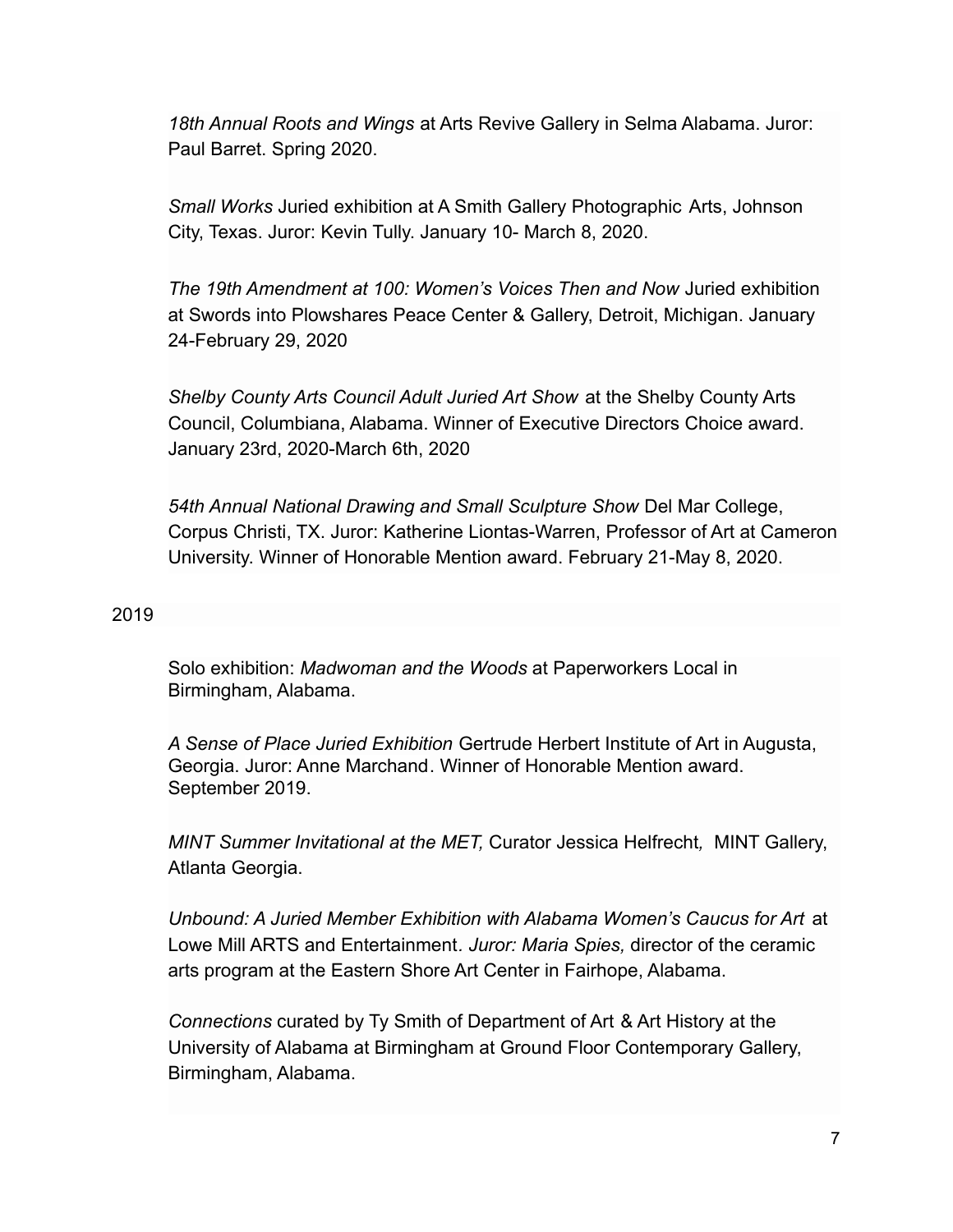*18th Annual Roots and Wings* at Arts Revive Gallery in Selma Alabama. Juror: Paul Barret. Spring 2020.

*Small Works* Juried exhibition at A Smith Gallery Photographic Arts, Johnson City, Texas. Juror: Kevin Tully. January 10- March 8, 2020.

*The 19th Amendment at 100: Women's Voices Then and Now* Juried exhibition at Swords into Plowshares Peace Center & Gallery, Detroit, Michigan. January 24-February 29, 2020

*Shelby County Arts Council Adult Juried Art Show* at the Shelby County Arts Council, Columbiana, Alabama. Winner of Executive Directors Choice award. January 23rd, 2020-March 6th, 2020

*54th Annual National Drawing and Small Sculpture Show* Del Mar College, Corpus Christi, TX. Juror: Katherine Liontas-Warren, Professor of Art at Cameron University. Winner of Honorable Mention award. February 21-May 8, 2020.

2019

Solo exhibition: *Madwoman and the Woods* at Paperworkers Local in Birmingham, Alabama.

*A Sense of Place Juried Exhibition* Gertrude Herbert Institute of Art in Augusta, Georgia. Juror: Anne Marchand. Winner of Honorable Mention award. September 2019.

*MINT Summer Invitational at the MET,* Curator Jessica Helfrecht*,* MINT Gallery, Atlanta Georgia.

*Unbound: A Juried Member Exhibition with Alabama Women's Caucus for Art* at Lowe Mill ARTS and Entertainment*. Juror: Maria Spies,* director of the ceramic arts program at the Eastern Shore Art Center in Fairhope, Alabama.

*Connections* curated by Ty Smith of Department of Art & Art History at the University of Alabama at Birmingham at Ground Floor Contemporary Gallery, Birmingham, Alabama.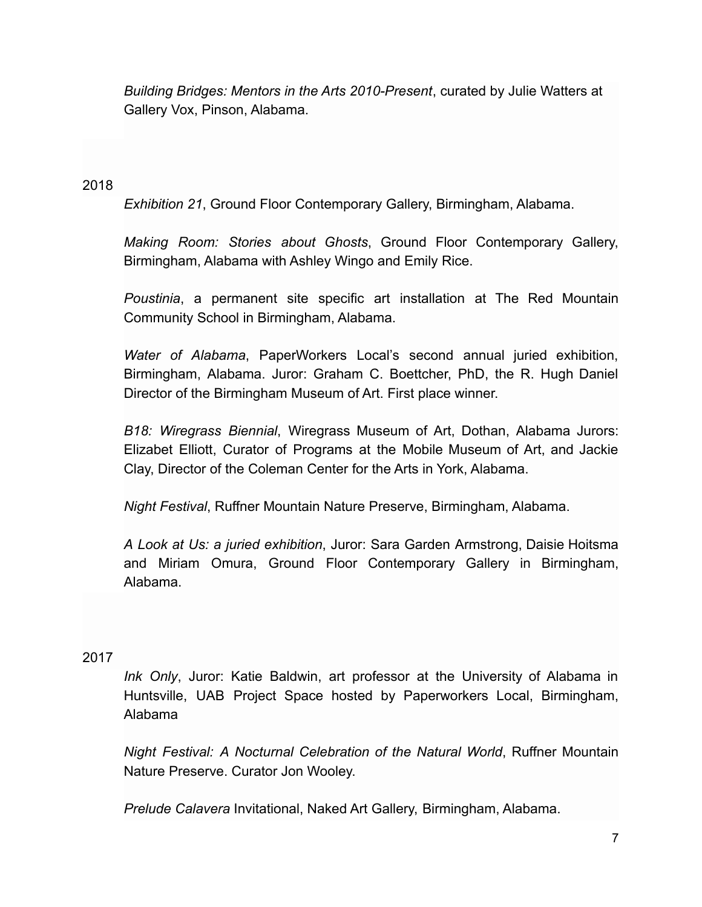*Building Bridges: Mentors in the Arts 2010-Present*, curated by Julie Watters at Gallery Vox, Pinson, Alabama.

2018

*Exhibition 21*, Ground Floor Contemporary Gallery, Birmingham, Alabama.

*Making Room: Stories about Ghosts*, Ground Floor Contemporary Gallery, Birmingham, Alabama with Ashley Wingo and Emily Rice.

*Poustinia*, a permanent site specific art installation at The Red Mountain Community School in Birmingham, Alabama.

*Water of Alabama*, PaperWorkers Local's second annual juried exhibition, Birmingham, Alabama. Juror: Graham C. Boettcher, PhD, the R. Hugh Daniel Director of the Birmingham Museum of Art. First place winner.

*B18: Wiregrass Biennial*, Wiregrass Museum of Art, Dothan, Alabama Jurors: Elizabet Elliott, Curator of Programs at the Mobile Museum of Art, and Jackie Clay, Director of the Coleman Center for the Arts in York, Alabama.

*Night Festival*, Ruffner Mountain Nature Preserve, Birmingham, Alabama.

*A Look at Us: a juried exhibition*, Juror: Sara Garden Armstrong, Daisie Hoitsma and Miriam Omura, Ground Floor Contemporary Gallery in Birmingham, Alabama.

2017

*Ink Only*, Juror: Katie Baldwin, art professor at the University of Alabama in Huntsville, UAB Project Space hosted by Paperworkers Local, Birmingham, Alabama

*Night Festival: A Nocturnal Celebration of the Natural World*, Ruffner Mountain Nature Preserve. Curator Jon Wooley.

*Prelude Calavera* Invitational, Naked Art Gallery, Birmingham, Alabama.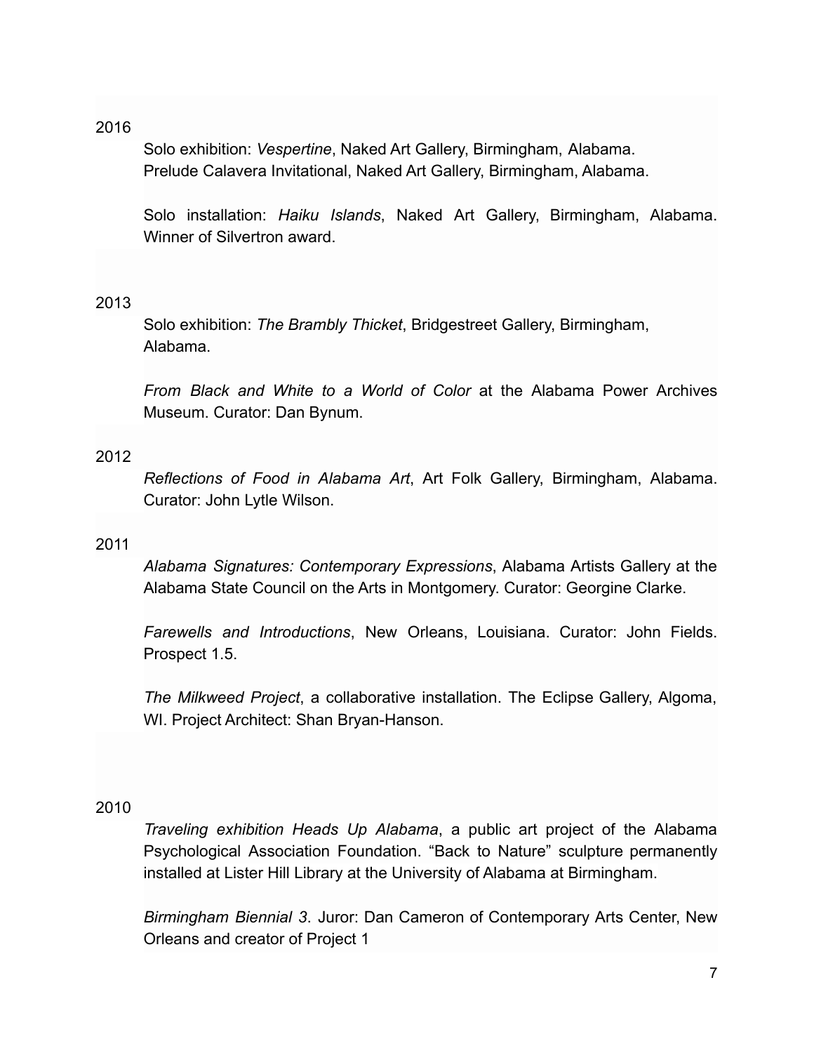2016

Solo exhibition: *Vespertine*, Naked Art Gallery, Birmingham, Alabama.
Prelude Calavera Invitational, Naked Art Gallery, Birmingham, Alabama.

Solo installation: *Haiku Islands*, Naked Art Gallery, Birmingham, Alabama. Winner of Silvertron award.

2013

Solo exhibition: *The Brambly Thicket*, Bridgestreet Gallery, Birmingham, Alabama.

*From Black and White to a World of Color* at the Alabama Power Archives Museum. Curator: Dan Bynum.

2012

*Reflections of Food in Alabama Art*, Art Folk Gallery, Birmingham, Alabama. Curator: John Lytle Wilson.

2011

*Alabama Signatures: Contemporary Expressions*, Alabama Artists Gallery at the Alabama State Council on the Arts in Montgomery. Curator: Georgine Clarke.

*Farewells and Introductions*, New Orleans, Louisiana. Curator: John Fields. Prospect 1.5.

*The Milkweed Project*, a collaborative installation. The Eclipse Gallery, Algoma, WI. Project Architect: Shan Bryan-Hanson.

2010

*Traveling exhibition Heads Up Alabama*, a public art project of the Alabama Psychological Association Foundation. "Back to Nature" sculpture permanently installed at Lister Hill Library at the University of Alabama at Birmingham.

*Birmingham Biennial 3*. Juror: Dan Cameron of Contemporary Arts Center, New Orleans and creator of Project 1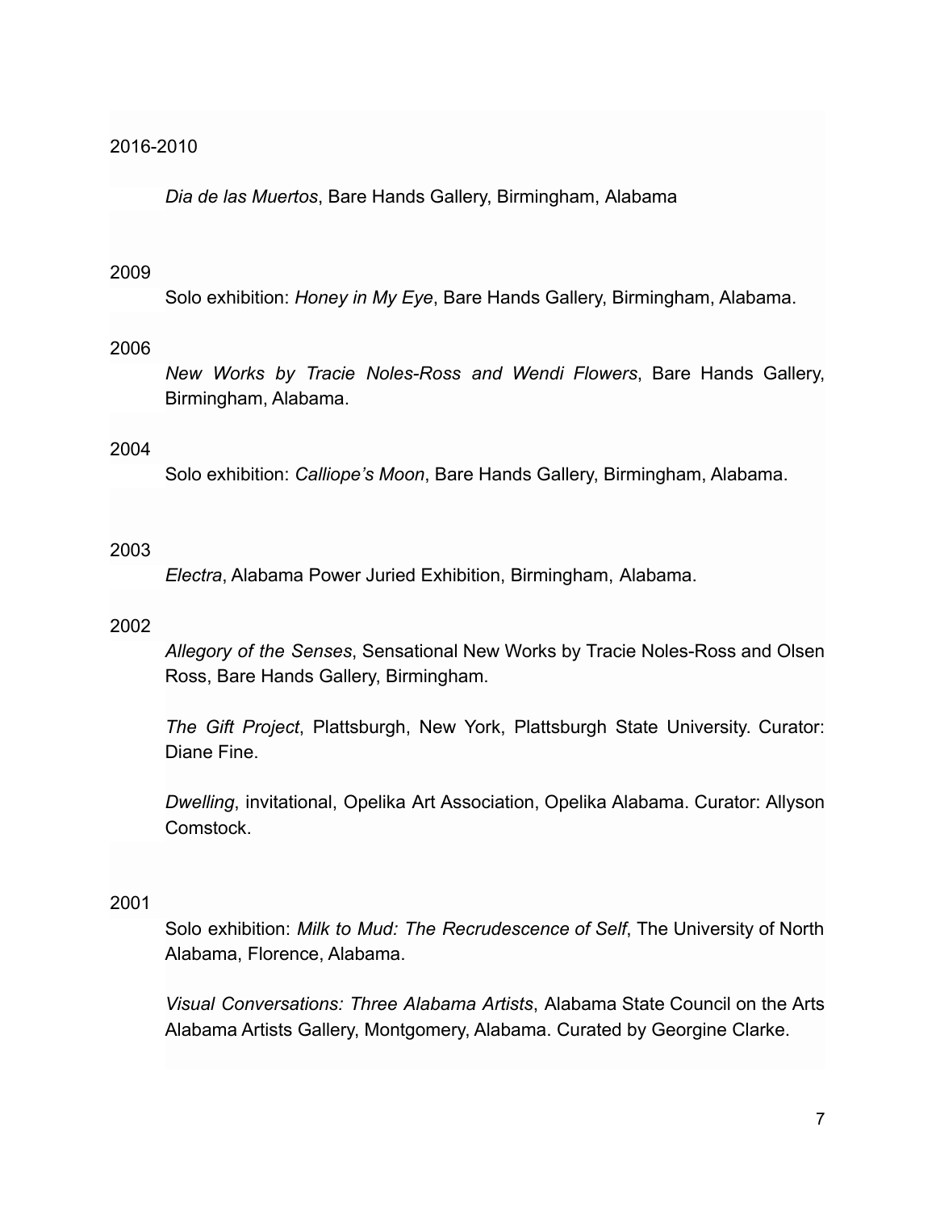2016-2010

*Dia de las Muertos*, Bare Hands Gallery, Birmingham, Alabama

2009

Solo exhibition: *Honey in My Eye*, Bare Hands Gallery, Birmingham, Alabama.

2006

*New Works by Tracie Noles-Ross and Wendi Flowers*, Bare Hands Gallery, Birmingham, Alabama.

2004

Solo exhibition: *Calliope's Moon*, Bare Hands Gallery, Birmingham, Alabama.

2003

*Electra*, Alabama Power Juried Exhibition, Birmingham, Alabama.

2002

*Allegory of the Senses*, Sensational New Works by Tracie Noles-Ross and Olsen Ross, Bare Hands Gallery, Birmingham.

*The Gift Project*, Plattsburgh, New York, Plattsburgh State University. Curator: Diane Fine.

*Dwelling*, invitational, Opelika Art Association, Opelika Alabama. Curator: Allyson Comstock.

2001

Solo exhibition: *Milk to Mud: The Recrudescence of Self*, The University of North Alabama, Florence, Alabama.

*Visual Conversations: Three Alabama Artists*, Alabama State Council on the Arts Alabama Artists Gallery, Montgomery, Alabama. Curated by Georgine Clarke.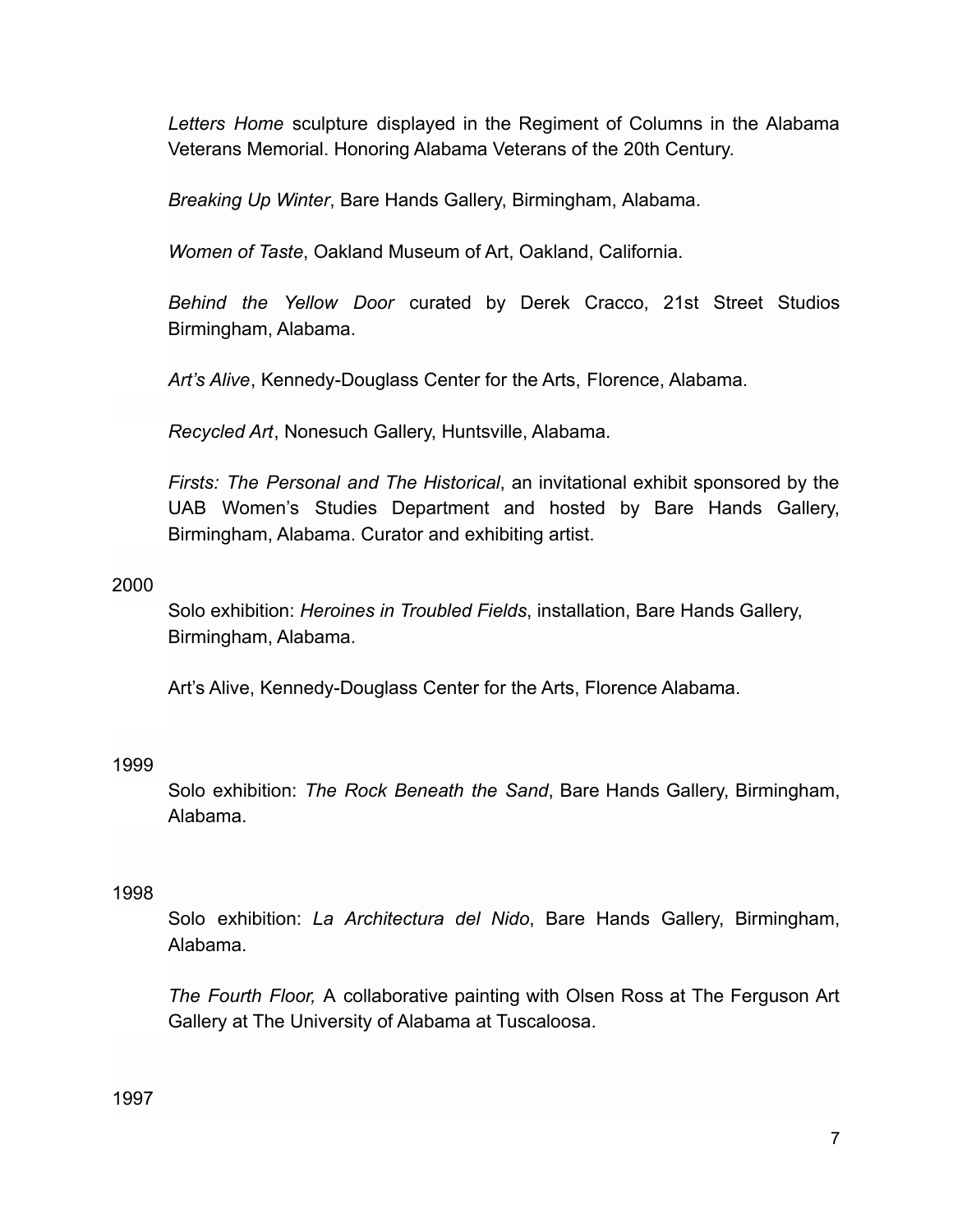*Letters Home* sculpture displayed in the Regiment of Columns in the Alabama Veterans Memorial. Honoring Alabama Veterans of the 20th Century.

*Breaking Up Winter*, Bare Hands Gallery, Birmingham, Alabama.

*Women of Taste*, Oakland Museum of Art, Oakland, California.

*Behind the Yellow Door* curated by Derek Cracco, 21st Street Studios Birmingham, Alabama.

*Art's Alive*, Kennedy-Douglass Center for the Arts, Florence, Alabama.

*Recycled Art*, Nonesuch Gallery, Huntsville, Alabama.

*Firsts: The Personal and The Historical*, an invitational exhibit sponsored by the UAB Women's Studies Department and hosted by Bare Hands Gallery, Birmingham, Alabama. Curator and exhibiting artist.

2000

Solo exhibition: *Heroines in Troubled Fields*, installation, Bare Hands Gallery, Birmingham, Alabama.

Art's Alive, Kennedy-Douglass Center for the Arts, Florence Alabama.

1999

Solo exhibition: *The Rock Beneath the Sand*, Bare Hands Gallery, Birmingham, Alabama.

1998

Solo exhibition: *La Architectura del Nido*, Bare Hands Gallery, Birmingham, Alabama.

*The Fourth Floor,* A collaborative painting with Olsen Ross at The Ferguson Art Gallery at The University of Alabama at Tuscaloosa.

1997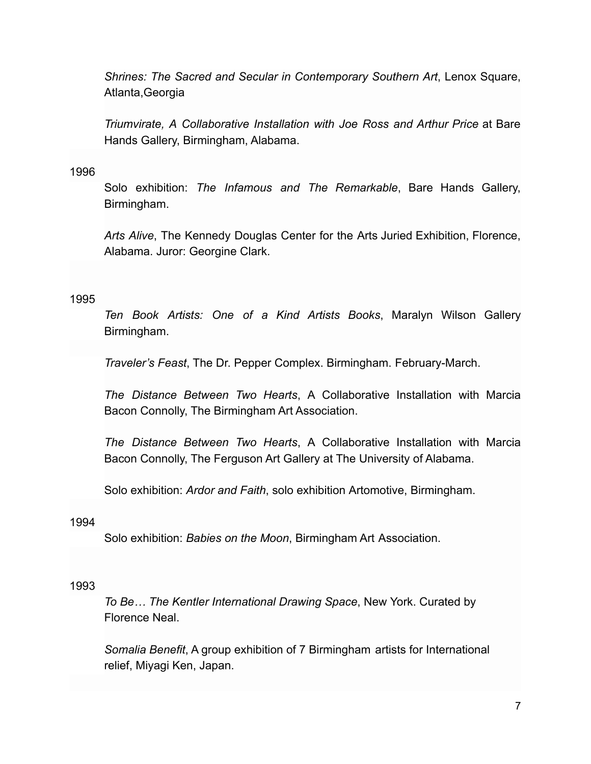*Shrines: The Sacred and Secular in Contemporary Southern Art*, Lenox Square, Atlanta,Georgia

*Triumvirate, A Collaborative Installation with Joe Ross and Arthur Price* at Bare Hands Gallery, Birmingham, Alabama.

1996

Solo exhibition: *The Infamous and The Remarkable*, Bare Hands Gallery, Birmingham.

*Arts Alive*, The Kennedy Douglas Center for the Arts Juried Exhibition, Florence, Alabama. Juror: Georgine Clark.

1995

*Ten Book Artists: One of a Kind Artists Books*, Maralyn Wilson Gallery Birmingham.

*Traveler's Feast*, The Dr. Pepper Complex. Birmingham. February-March.

*The Distance Between Two Hearts*, A Collaborative Installation with Marcia Bacon Connolly, The Birmingham Art Association.

*The Distance Between Two Hearts*, A Collaborative Installation with Marcia Bacon Connolly, The Ferguson Art Gallery at The University of Alabama.

Solo exhibition: *Ardor and Faith*, solo exhibition Artomotive, Birmingham.

1994

Solo exhibition: *Babies on the Moon*, Birmingham Art Association.

1993

*To Be… The Kentler International Drawing Space*, New York. Curated by Florence Neal.

*Somalia Benefit*, A group exhibition of 7 Birmingham artists for International relief, Miyagi Ken, Japan.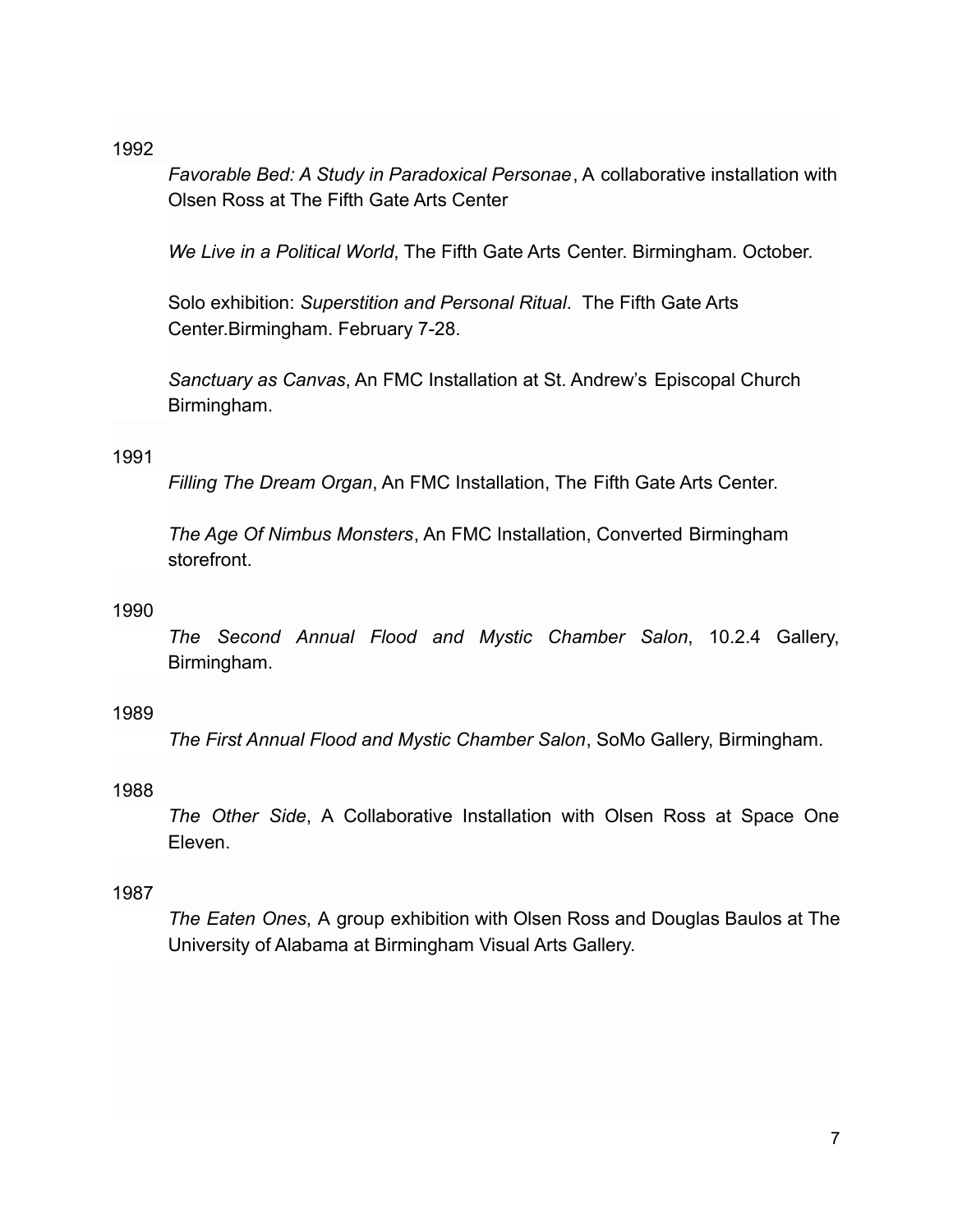1992

*Favorable Bed: A Study in Paradoxical Personae*, A collaborative installation with Olsen Ross at The Fifth Gate Arts Center

*We Live in a Political World*, The Fifth Gate Arts Center. Birmingham. October.

Solo exhibition: *Superstition and Personal Ritual*. The Fifth Gate Arts Center.Birmingham. February 7-28.

*Sanctuary as Canvas*, An FMC Installation at St. Andrew's Episcopal Church Birmingham.

1991

*Filling The Dream Organ*, An FMC Installation, The Fifth Gate Arts Center.

*The Age Of Nimbus Monsters*, An FMC Installation, Converted Birmingham storefront.

1990

*The Second Annual Flood and Mystic Chamber Salon*, 10.2.4 Gallery, Birmingham.

1989

*The First Annual Flood and Mystic Chamber Salon*, SoMo Gallery, Birmingham.

1988

*The Other Side*, A Collaborative Installation with Olsen Ross at Space One Eleven.

1987

*The Eaten Ones*, A group exhibition with Olsen Ross and Douglas Baulos at The University of Alabama at Birmingham Visual Arts Gallery.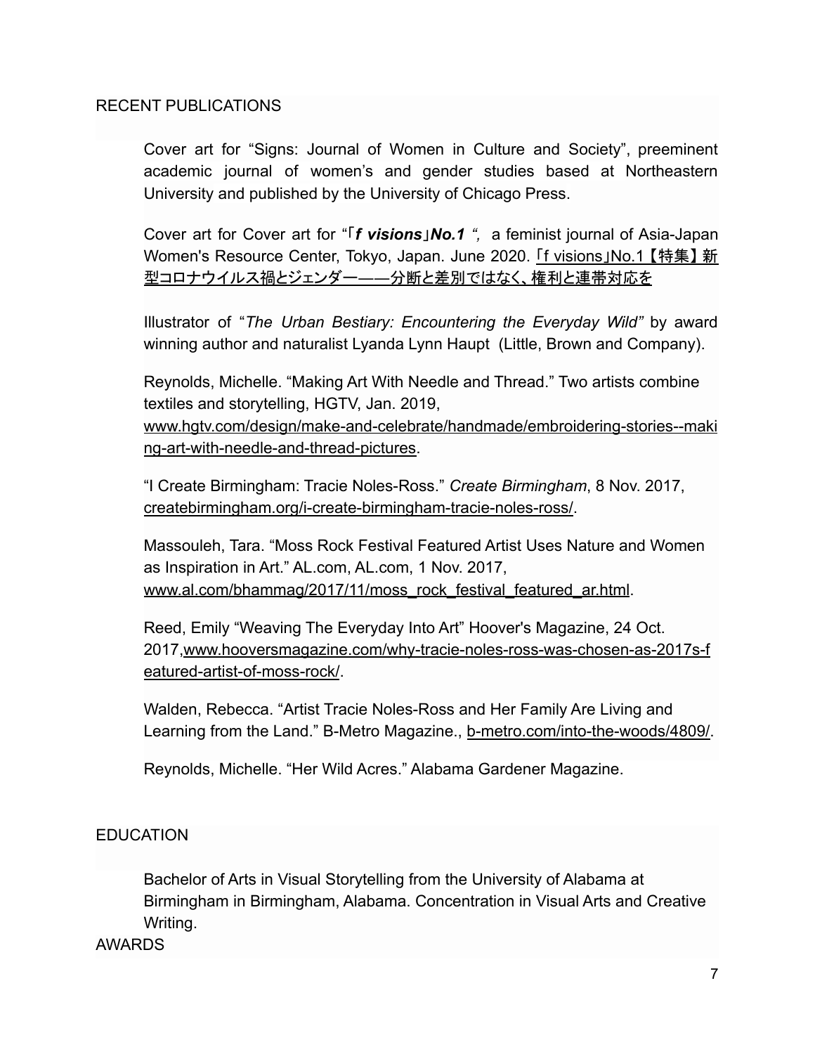## RECENT PUBLICATIONS

Cover art for “Signs: Journal of Women in Culture and Society”, preeminent academic journal of women’s and gender studies based at Northeastern University and published by the University of Chicago Press.

Cover art for Cover art for “「***f visions***」***No.1*** *“,* a feminist journal of Asia-Japan Women's Resource Center, Tokyo, Japan. June 2020. 「f visions」No.1【特集】新型コロナウイルス禍とジェンダー――分断と差別ではなく、権利と連帯対応を

Illustrator of “*The Urban Bestiary: Encountering the Everyday Wild”* by award winning author and naturalist Lyanda Lynn Haupt (Little, Brown and Company).

Reynolds, Michelle. “Making Art With Needle and Thread.” Two artists combine textiles and storytelling, HGTV, Jan. 2019, www.hgtv.com/design/make-and-celebrate/handmade/embroidering-stories--making-art-with-needle-and-thread-pictures.

“I Create Birmingham: Tracie Noles-Ross.” *Create Birmingham*, 8 Nov. 2017, createbirmingham.org/i-create-birmingham-tracie-noles-ross/.

Massouleh, Tara. “Moss Rock Festival Featured Artist Uses Nature and Women as Inspiration in Art.” AL.com, AL.com, 1 Nov. 2017, www.al.com/bhammag/2017/11/moss_rock_festival_featured_ar.html.

Reed, Emily “Weaving The Everyday Into Art” Hoover's Magazine, 24 Oct. 2017,www.hooversmagazine.com/why-tracie-noles-ross-was-chosen-as-2017s-featured-artist-of-moss-rock/.

Walden, Rebecca. “Artist Tracie Noles-Ross and Her Family Are Living and Learning from the Land.” B-Metro Magazine., b-metro.com/into-the-woods/4809/.

Reynolds, Michelle. “Her Wild Acres.” Alabama Gardener Magazine.

## EDUCATION

Bachelor of Arts in Visual Storytelling from the University of Alabama at Birmingham in Birmingham, Alabama. Concentration in Visual Arts and Creative Writing.

## AWARDS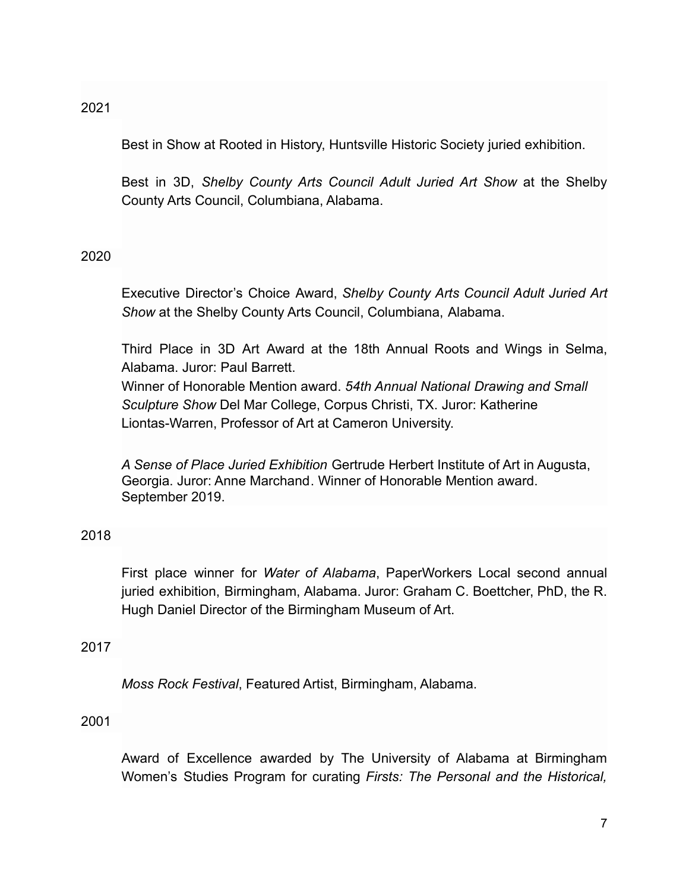2021

Best in Show at Rooted in History, Huntsville Historic Society juried exhibition.

Best in 3D, *Shelby County Arts Council Adult Juried Art Show* at the Shelby County Arts Council, Columbiana, Alabama.

2020

Executive Director's Choice Award, *Shelby County Arts Council Adult Juried Art Show* at the Shelby County Arts Council, Columbiana, Alabama.

Third Place in 3D Art Award at the 18th Annual Roots and Wings in Selma, Alabama. Juror: Paul Barrett.
Winner of Honorable Mention award. *54th Annual National Drawing and Small Sculpture Show* Del Mar College, Corpus Christi, TX. Juror: Katherine Liontas-Warren, Professor of Art at Cameron University.

*A Sense of Place Juried Exhibition* Gertrude Herbert Institute of Art in Augusta, Georgia. Juror: Anne Marchand. Winner of Honorable Mention award. September 2019.

2018

First place winner for *Water of Alabama*, PaperWorkers Local second annual juried exhibition, Birmingham, Alabama. Juror: Graham C. Boettcher, PhD, the R. Hugh Daniel Director of the Birmingham Museum of Art.

2017

*Moss Rock Festival*, Featured Artist, Birmingham, Alabama.

2001

Award of Excellence awarded by The University of Alabama at Birmingham Women's Studies Program for curating *Firsts: The Personal and the Historical,*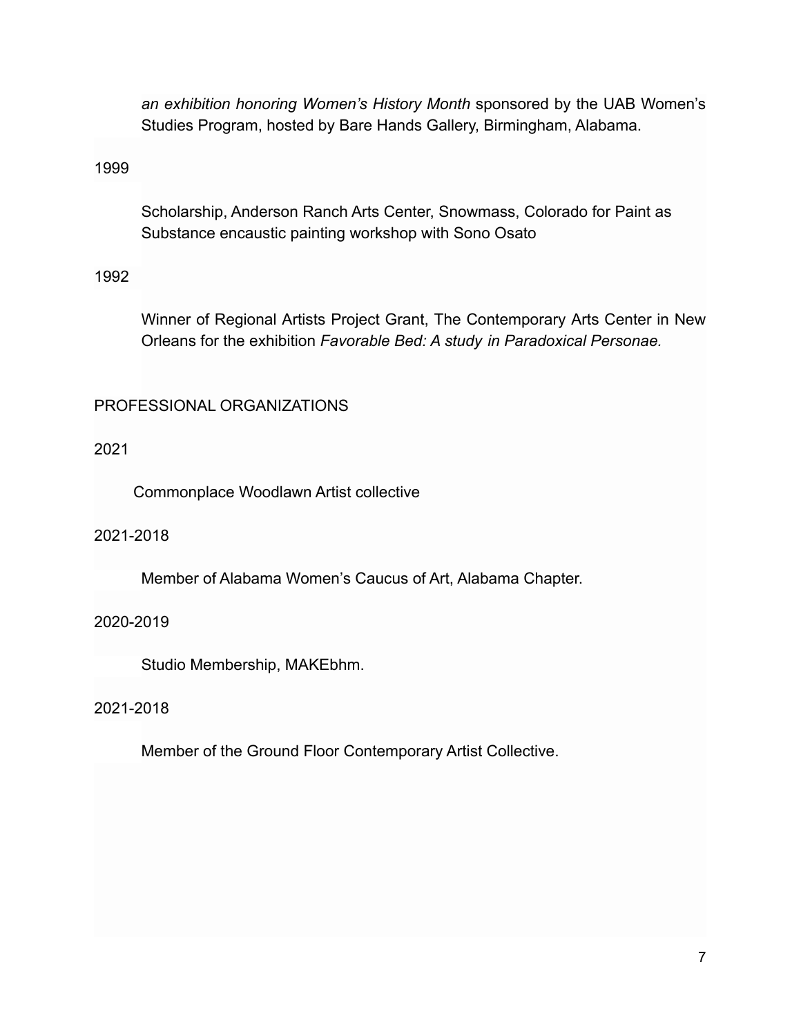*an exhibition honoring Women's History Month* sponsored by the UAB Women's Studies Program, hosted by Bare Hands Gallery, Birmingham, Alabama.

1999

Scholarship, Anderson Ranch Arts Center, Snowmass, Colorado for Paint as Substance encaustic painting workshop with Sono Osato

1992

Winner of Regional Artists Project Grant, The Contemporary Arts Center in New Orleans for the exhibition *Favorable Bed: A study in Paradoxical Personae.*

PROFESSIONAL ORGANIZATIONS

2021

Commonplace Woodlawn Artist collective

2021-2018

Member of Alabama Women's Caucus of Art, Alabama Chapter.

2020-2019

Studio Membership, MAKEbhm.

2021-2018

Member of the Ground Floor Contemporary Artist Collective.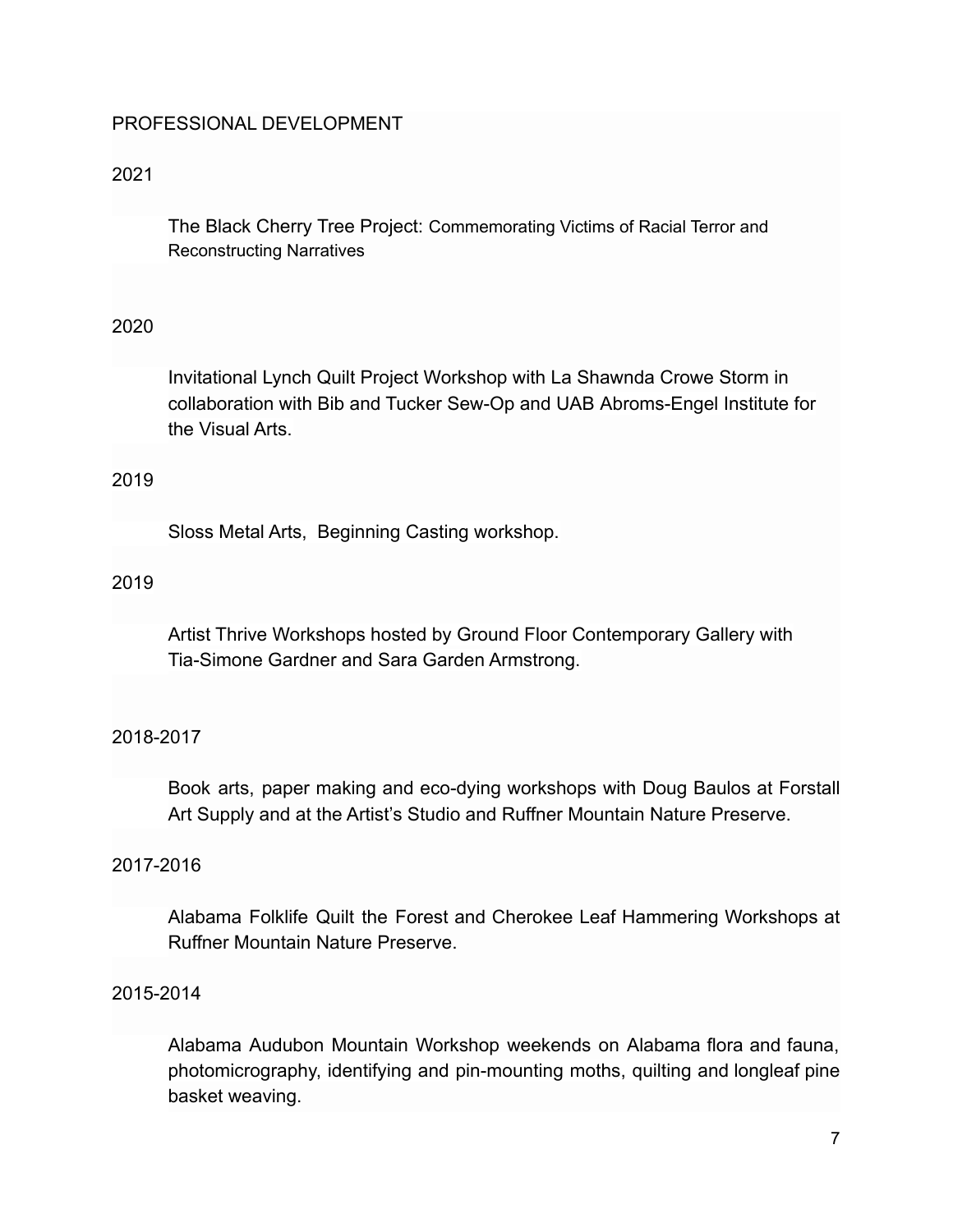## PROFESSIONAL DEVELOPMENT

2021

The Black Cherry Tree Project: Commemorating Victims of Racial Terror and Reconstructing Narratives

2020

Invitational Lynch Quilt Project Workshop with La Shawnda Crowe Storm in collaboration with Bib and Tucker Sew-Op and UAB Abroms-Engel Institute for the Visual Arts.

2019

Sloss Metal Arts, Beginning Casting workshop.

2019

Artist Thrive Workshops hosted by Ground Floor Contemporary Gallery with Tia-Simone Gardner and Sara Garden Armstrong.

2018-2017

Book arts, paper making and eco-dying workshops with Doug Baulos at Forstall Art Supply and at the Artist's Studio and Ruffner Mountain Nature Preserve.

2017-2016

Alabama Folklife Quilt the Forest and Cherokee Leaf Hammering Workshops at Ruffner Mountain Nature Preserve.

2015-2014

Alabama Audubon Mountain Workshop weekends on Alabama flora and fauna, photomicrography, identifying and pin-mounting moths, quilting and longleaf pine basket weaving.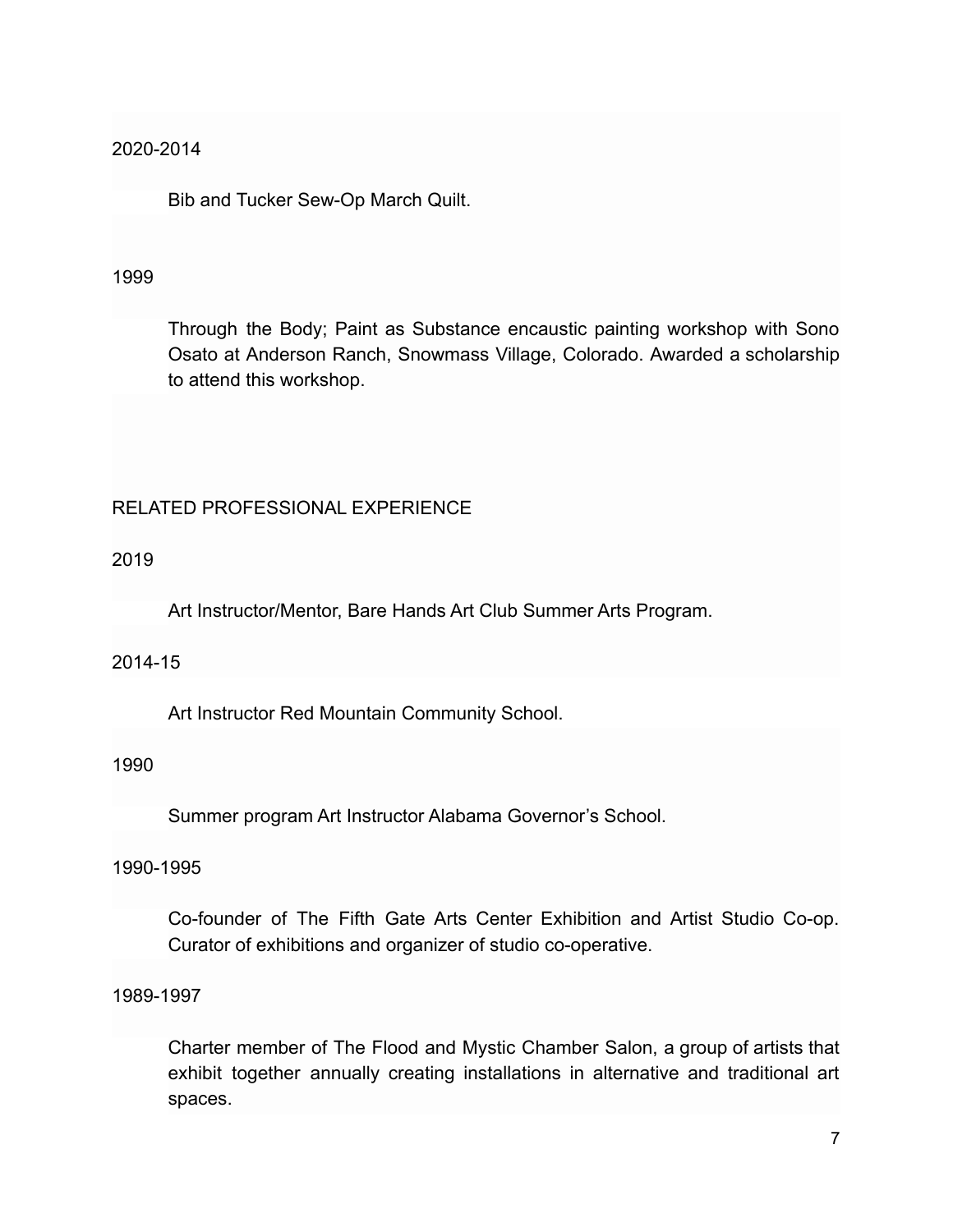2020-2014

Bib and Tucker Sew-Op March Quilt.

1999

Through the Body; Paint as Substance encaustic painting workshop with Sono Osato at Anderson Ranch, Snowmass Village, Colorado. Awarded a scholarship to attend this workshop.

## RELATED PROFESSIONAL EXPERIENCE

2019

Art Instructor/Mentor, Bare Hands Art Club Summer Arts Program.

2014-15

Art Instructor Red Mountain Community School.

1990

Summer program Art Instructor Alabama Governor's School.

1990-1995

Co-founder of The Fifth Gate Arts Center Exhibition and Artist Studio Co-op. Curator of exhibitions and organizer of studio co-operative.

1989-1997

Charter member of The Flood and Mystic Chamber Salon, a group of artists that exhibit together annually creating installations in alternative and traditional art spaces.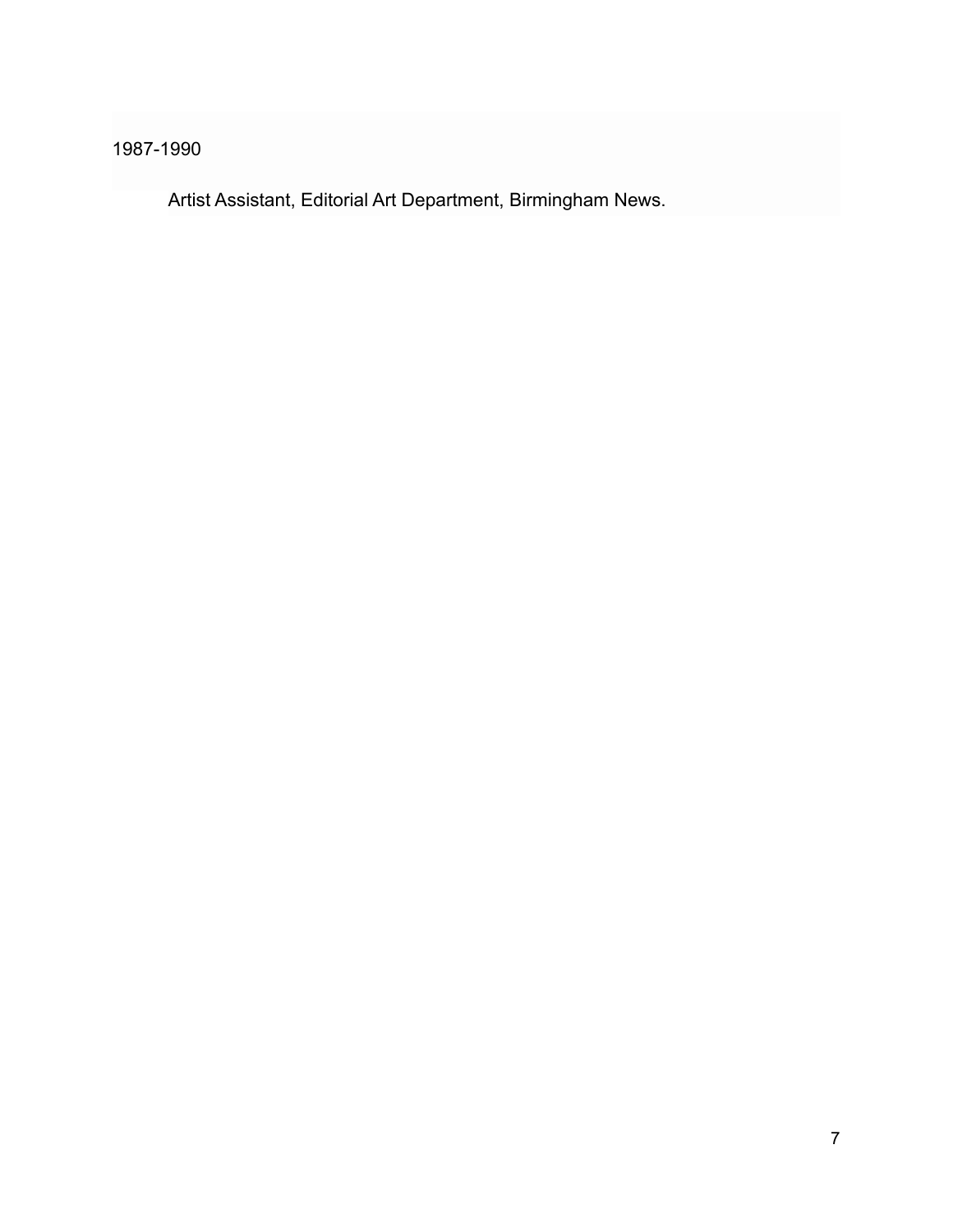1987-1990

Artist Assistant, Editorial Art Department, Birmingham News.